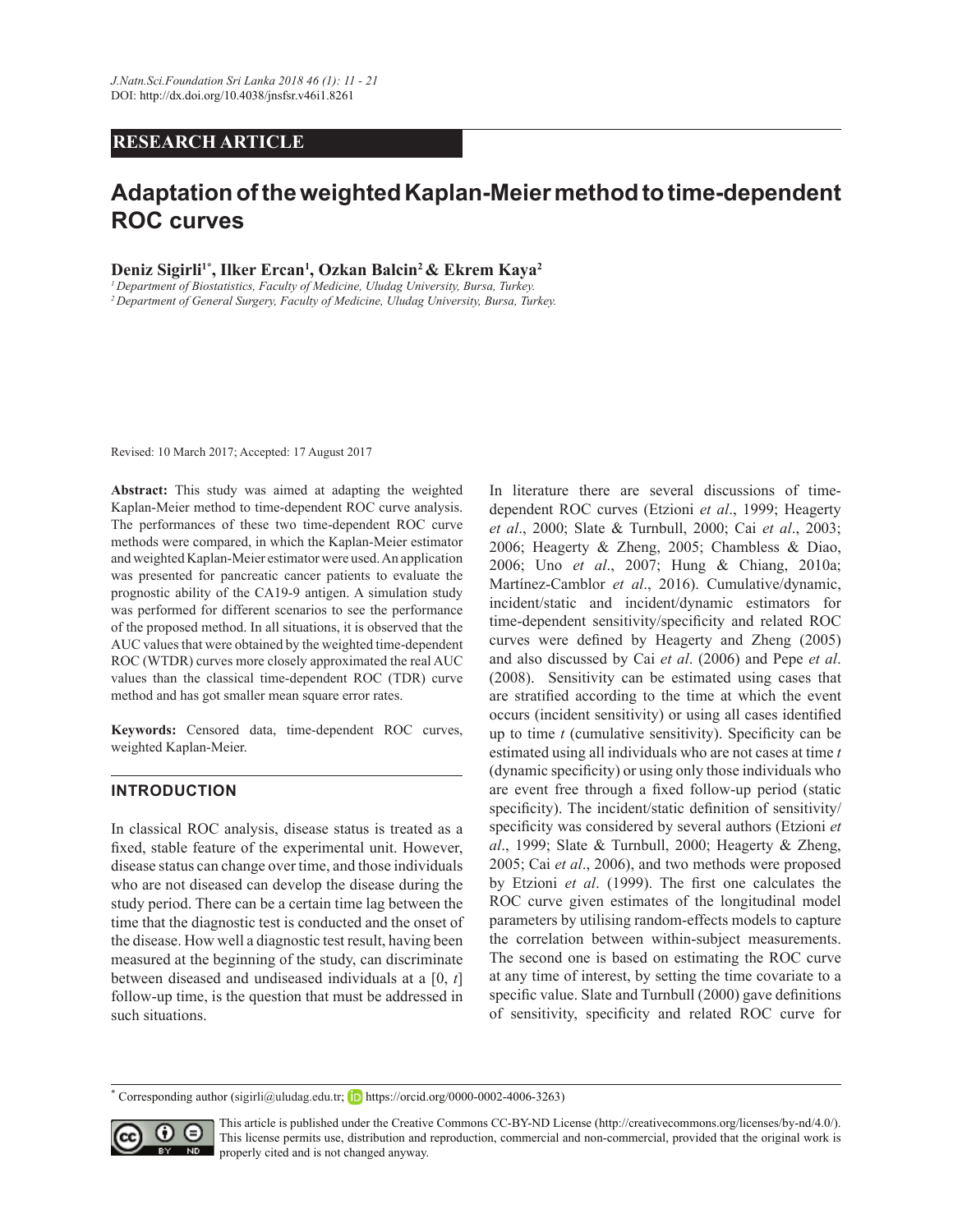**RESEARCH ARTICLE**

# Adaptation of the weighted Kaplan-Meier method to time-dependent ROC curves

**Deniz Sigirli[1*], Ilker Ercan[1], Ozkan Balcin[2] & Ekrem Kaya[2]**

*[1] Department of Biostatistics, Faculty of Medicine, Uludag University, Bursa, Turkey.*
*[2] Department of General Surgery, Faculty of Medicine, Uludag University, Bursa, Turkey.*

Revised: 10 March 2017; Accepted: 17 August 2017

**Abstract:** This study was aimed at adapting the weighted Kaplan-Meier method to time-dependent ROC curve analysis. The performances of these two time-dependent ROC curve methods were compared, in which the Kaplan-Meier estimator and weighted Kaplan-Meier estimator were used. An application was presented for pancreatic cancer patients to evaluate the prognostic ability of the CA19-9 antigen. A simulation study was performed for different scenarios to see the performance of the proposed method. In all situations, it is observed that the AUC values that were obtained by the weighted time-dependent ROC (WTDR) curves more closely approximated the real AUC values than the classical time-dependent ROC (TDR) curve method and has got smaller mean square error rates.

**Keywords:** Censored data, time-dependent ROC curves, weighted Kaplan-Meier.

## INTRODUCTION

In classical ROC analysis, disease status is treated as a fixed, stable feature of the experimental unit. However, disease status can change over time, and those individuals who are not diseased can develop the disease during the study period. There can be a certain time lag between the time that the diagnostic test is conducted and the onset of the disease. How well a diagnostic test result, having been measured at the beginning of the study, can discriminate between diseased and undiseased individuals at a [0, *t*] follow-up time, is the question that must be addressed in such situations.

In literature there are several discussions of time-dependent ROC curves (Etzioni *et al*., 1999; Heagerty *et al*., 2000; Slate & Turnbull, 2000; Cai *et al*., 2003; 2006; Heagerty & Zheng, 2005; Chambless & Diao, 2006; Uno *et al*., 2007; Hung & Chiang, 2010a; Martínez-Camblor *et al*., 2016). Cumulative/dynamic, incident/static and incident/dynamic estimators for time-dependent sensitivity/specificity and related ROC curves were defined by Heagerty and Zheng (2005) and also discussed by Cai *et al*. (2006) and Pepe *et al*. (2008). Sensitivity can be estimated using cases that are stratified according to the time at which the event occurs (incident sensitivity) or using all cases identified up to time *t* (cumulative sensitivity). Specificity can be estimated using all individuals who are not cases at time *t* (dynamic specificity) or using only those individuals who are event free through a fixed follow-up period (static specificity). The incident/static definition of sensitivity/specificity was considered by several authors (Etzioni *et al*., 1999; Slate & Turnbull, 2000; Heagerty & Zheng, 2005; Cai *et al*., 2006), and two methods were proposed by Etzioni *et al*. (1999). The first one calculates the ROC curve given estimates of the longitudinal model parameters by utilising random-effects models to capture the correlation between within-subject measurements. The second one is based on estimating the ROC curve at any time of interest, by setting the time covariate to a specific value. Slate and Turnbull (2000) gave definitions of sensitivity, specificity and related ROC curve for

* Corresponding author (sigirli@uludag.edu.tr; https://orcid.org/0000-0002-4006-3263)

This article is published under the Creative Commons CC-BY-ND License (http://creativecommons.org/licenses/by-nd/4.0/). This license permits use, distribution and reproduction, commercial and non-commercial, provided that the original work is properly cited and is not changed anyway.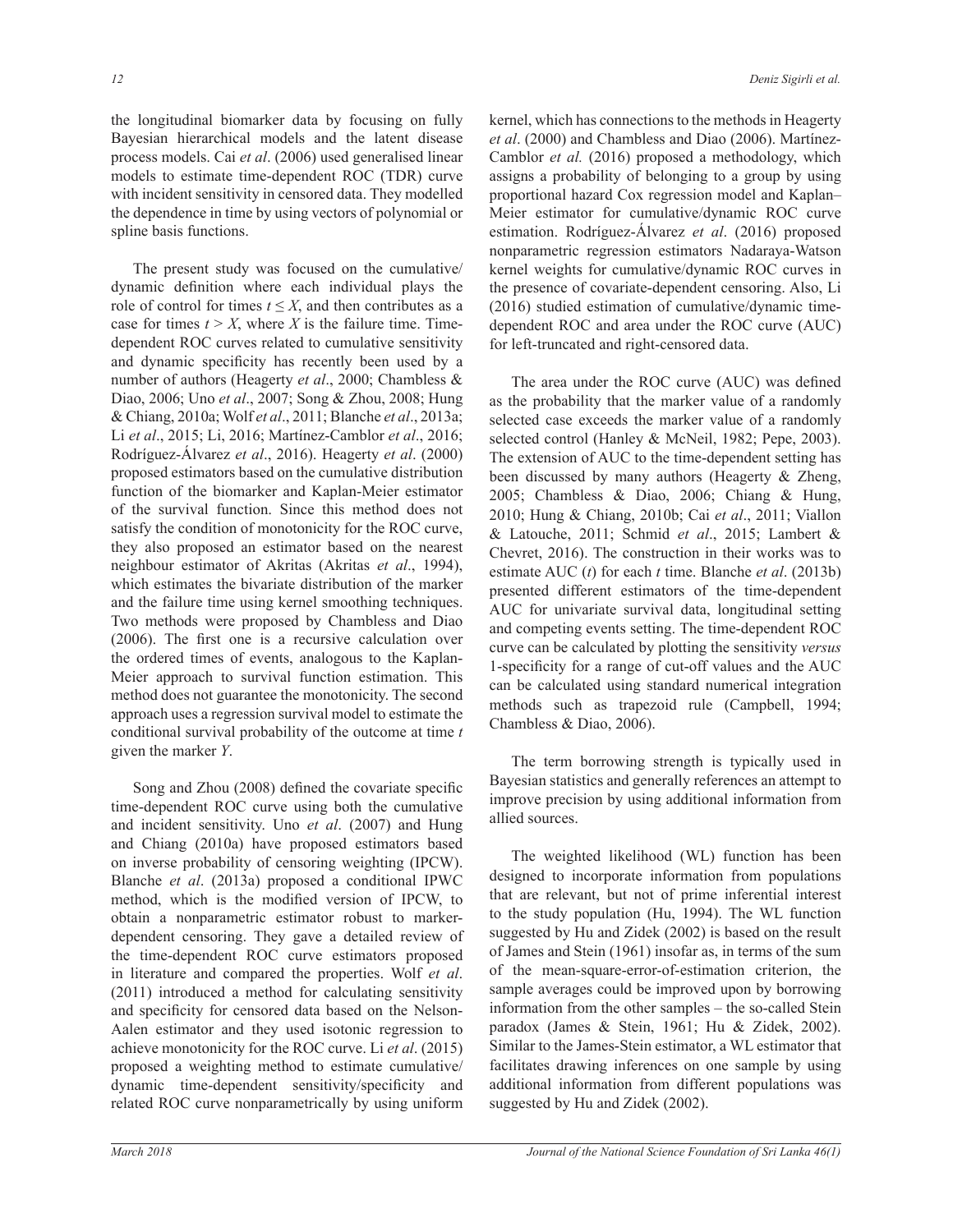the longitudinal biomarker data by focusing on fully Bayesian hierarchical models and the latent disease process models. Cai *et al*. (2006) used generalised linear models to estimate time-dependent ROC (TDR) curve with incident sensitivity in censored data. They modelled the dependence in time by using vectors of polynomial or spline basis functions.

The present study was focused on the cumulative/dynamic definition where each individual plays the role of control for times $t \leq X$, and then contributes as a case for times $t > X$, where $X$ is the failure time. Time-dependent ROC curves related to cumulative sensitivity and dynamic specificity has recently been used by a number of authors (Heagerty *et al*., 2000; Chambless & Diao, 2006; Uno *et al*., 2007; Song & Zhou, 2008; Hung & Chiang, 2010a; Wolf *et al*., 2011; Blanche *et al*., 2013a; Li *et al*., 2015; Li, 2016; Martínez-Camblor *et al*., 2016; Rodríguez-Álvarez *et al*., 2016). Heagerty *et al*. (2000) proposed estimators based on the cumulative distribution function of the biomarker and Kaplan-Meier estimator of the survival function. Since this method does not satisfy the condition of monotonicity for the ROC curve, they also proposed an estimator based on the nearest neighbour estimator of Akritas (Akritas *et al*., 1994), which estimates the bivariate distribution of the marker and the failure time using kernel smoothing techniques. Two methods were proposed by Chambless and Diao (2006). The first one is a recursive calculation over the ordered times of events, analogous to the Kaplan-Meier approach to survival function estimation. This method does not guarantee the monotonicity. The second approach uses a regression survival model to estimate the conditional survival probability of the outcome at time $t$ given the marker $Y$.

Song and Zhou (2008) defined the covariate specific time-dependent ROC curve using both the cumulative and incident sensitivity. Uno *et al*. (2007) and Hung and Chiang (2010a) have proposed estimators based on inverse probability of censoring weighting (IPCW). Blanche *et al*. (2013a) proposed a conditional IPWC method, which is the modified version of IPCW, to obtain a nonparametric estimator robust to marker-dependent censoring. They gave a detailed review of the time-dependent ROC curve estimators proposed in literature and compared the properties. Wolf *et al*. (2011) introduced a method for calculating sensitivity and specificity for censored data based on the Nelson-Aalen estimator and they used isotonic regression to achieve monotonicity for the ROC curve. Li *et al*. (2015) proposed a weighting method to estimate cumulative/dynamic time-dependent sensitivity/specificity and related ROC curve nonparametrically by using uniform kernel, which has connections to the methods in Heagerty *et al*. (2000) and Chambless and Diao (2006). Martínez-Camblor *et al.* (2016) proposed a methodology, which assigns a probability of belonging to a group by using proportional hazard Cox regression model and Kaplan–Meier estimator for cumulative/dynamic ROC curve estimation. Rodríguez-Álvarez *et al*. (2016) proposed nonparametric regression estimators Nadaraya-Watson kernel weights for cumulative/dynamic ROC curves in the presence of covariate-dependent censoring. Also, Li (2016) studied estimation of cumulative/dynamic time-dependent ROC and area under the ROC curve (AUC) for left-truncated and right-censored data.

The area under the ROC curve (AUC) was defined as the probability that the marker value of a randomly selected case exceeds the marker value of a randomly selected control (Hanley & McNeil, 1982; Pepe, 2003). The extension of AUC to the time-dependent setting has been discussed by many authors (Heagerty & Zheng, 2005; Chambless & Diao, 2006; Chiang & Hung, 2010; Hung & Chiang, 2010b; Cai *et al*., 2011; Viallon & Latouche, 2011; Schmid *et al*., 2015; Lambert & Chevret, 2016). The construction in their works was to estimate AUC ($t$) for each $t$ time. Blanche *et al*. (2013b) presented different estimators of the time-dependent AUC for univariate survival data, longitudinal setting and competing events setting. The time-dependent ROC curve can be calculated by plotting the sensitivity *versus* 1-specificity for a range of cut-off values and the AUC can be calculated using standard numerical integration methods such as trapezoid rule (Campbell, 1994; Chambless & Diao, 2006).

The term borrowing strength is typically used in Bayesian statistics and generally references an attempt to improve precision by using additional information from allied sources.

The weighted likelihood (WL) function has been designed to incorporate information from populations that are relevant, but not of prime inferential interest to the study population (Hu, 1994). The WL function suggested by Hu and Zidek (2002) is based on the result of James and Stein (1961) insofar as, in terms of the sum of the mean-square-error-of-estimation criterion, the sample averages could be improved upon by borrowing information from the other samples – the so-called Stein paradox (James & Stein, 1961; Hu & Zidek, 2002). Similar to the James-Stein estimator, a WL estimator that facilitates drawing inferences on one sample by using additional information from different populations was suggested by Hu and Zidek (2002).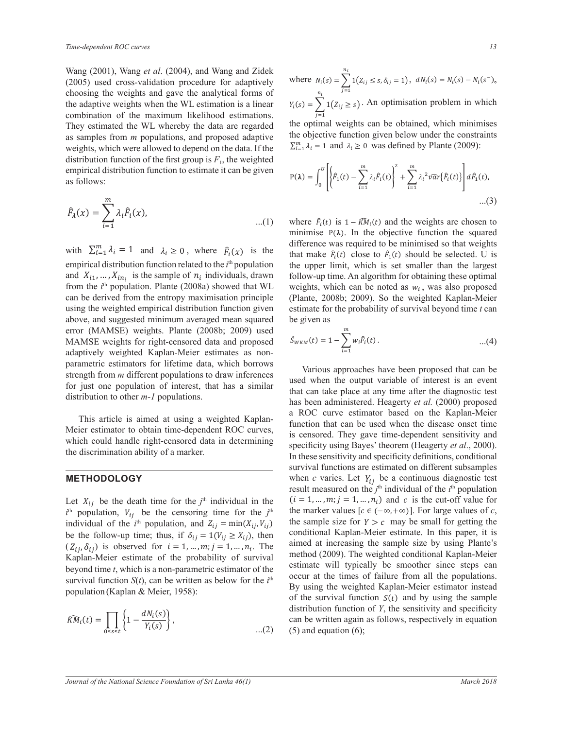Wang (2001), Wang *et al*. (2004), and Wang and Zidek (2005) used cross-validation procedure for adaptively choosing the weights and gave the analytical forms of the adaptive weights when the WL estimation is a linear combination of the maximum likelihood estimations. They estimated the WL whereby the data are regarded as samples from *m* populations, and proposed adaptive weights, which were allowed to depend on the data. If the distribution function of the first group is $F_1$, the weighted empirical distribution function to estimate it can be given as follows:

$$\hat{F}_{\lambda}(x) = \sum_{i=1}^{m} \lambda_i \hat{F}_i(x), \qquad ...(1)$$

with $\sum_{i=1}^{m} \lambda_i = 1$ and $\lambda_i \geq 0$, where $\hat{F}_i(x)$ is the empirical distribution function related to the $i^{th}$ population and $X_{i1}, \ldots, X_{in_i}$ is the sample of $n_i$ individuals, drawn from the $i^{th}$ population. Plante (2008a) showed that WL can be derived from the entropy maximisation principle using the weighted empirical distribution function given above, and suggested minimum averaged mean squared error (MAMSE) weights. Plante (2008b; 2009) used MAMSE weights for right-censored data and proposed adaptively weighted Kaplan-Meier estimates as non-parametric estimators for lifetime data, which borrows strength from *m* different populations to draw inferences for just one population of interest, that has a similar distribution to other *m-1* populations.

This article is aimed at using a weighted Kaplan-Meier estimator to obtain time-dependent ROC curves, which could handle right-censored data in determining the discrimination ability of a marker.

## METHODOLOGY

Let $X_{ij}$ be the death time for the $j^{th}$ individual in the $i^{th}$ population, $V_{ij}$ be the censoring time for the $j^{th}$ individual of the $i^{th}$ population, and $Z_{ij} = \min(X_{ij}, V_{ij})$ be the follow-up time; thus, if $\delta_{ij} = 1(V_{ij} \geq X_{ij})$, then $(Z_{ij}, \delta_{ij})$ is observed for $i = 1, \ldots, m; j = 1, \ldots, n_i$. The Kaplan-Meier estimate of the probability of survival beyond time *t*, which is a non-parametric estimator of the survival function *S*(*t*), can be written as below for the $i^{th}$ population (Kaplan & Meier, 1958):

$$\widehat{KM}_i(t) = \prod_{0 \leq s \leq t} \left\{1 - \frac{dN_i(s)}{Y_i(s)}\right\}, \qquad ...(2)$$

where $N_i(s) = \sum_{j=1}^{n_i} 1(Z_{ij} \leq s, \delta_{ij} = 1)$, $dN_i(s) = N_i(s) - N_i(s^-)$, $Y_i(s) = \sum_{j=1}^{n_i} 1(Z_{ij} \geq s)$. An optimisation problem in which the optimal weights can be obtained, which minimises the objective function given below under the constraints $\sum_{i=1}^{m} \lambda_i = 1$ and $\lambda_i \geq 0$ was defined by Plante (2009):

$$P(\boldsymbol{\lambda}) = \int_0^U \left[\left\{\hat{F}_1(t) - \sum_{i=1}^{m} \lambda_i \hat{F}_i(t)\right\}^2 + \sum_{i=1}^{m} \lambda_i^2 \widehat{var}\{\hat{F}_i(t)\}\right] d\hat{F}_1(t), \qquad ...(3)$$

where $\hat{F}_i(t)$ is $1 - \widehat{KM}_i(t)$ and the weights are chosen to minimise $P(\boldsymbol{\lambda})$. In the objective function the squared difference was required to be minimised so that weights that make $\hat{F}_i(t)$ close to $\hat{F}_1(t)$ should be selected. U is the upper limit, which is set smaller than the largest follow-up time. An algorithm for obtaining these optimal weights, which can be noted as $w_i$, was also proposed (Plante, 2008b; 2009). So the weighted Kaplan-Meier estimate for the probability of survival beyond time *t* can be given as

$$\hat{S}_{WKM}(t) = 1 - \sum_{i=1}^{m} w_i \hat{F}_i(t). \qquad ...(4)$$

Various approaches have been proposed that can be used when the output variable of interest is an event that can take place at any time after the diagnostic test has been administered. Heagerty *et al.* (2000) proposed a ROC curve estimator based on the Kaplan-Meier function that can be used when the disease onset time is censored. They gave time-dependent sensitivity and specificity using Bayes' theorem (Heagerty *et al*., 2000). In these sensitivity and specificity definitions, conditional survival functions are estimated on different subsamples when *c* varies. Let $Y_{ij}$ be a continuous diagnostic test result measured on the $j^{th}$ individual of the $i^{th}$ population $(i = 1, \ldots, m; j = 1, \ldots, n_i)$ and $c$ is the cut-off value for the marker values $[c \in (-\infty, +\infty)]$. For large values of *c*, the sample size for $Y > c$ may be small for getting the conditional Kaplan-Meier estimate. In this paper, it is aimed at increasing the sample size by using Plante's method (2009). The weighted conditional Kaplan-Meier estimate will typically be smoother since steps can occur at the times of failure from all the populations. By using the weighted Kaplan-Meier estimator instead of the survival function $S(t)$ and by using the sample distribution function of *Y*, the sensitivity and specificity can be written again as follows, respectively in equation (5) and equation (6);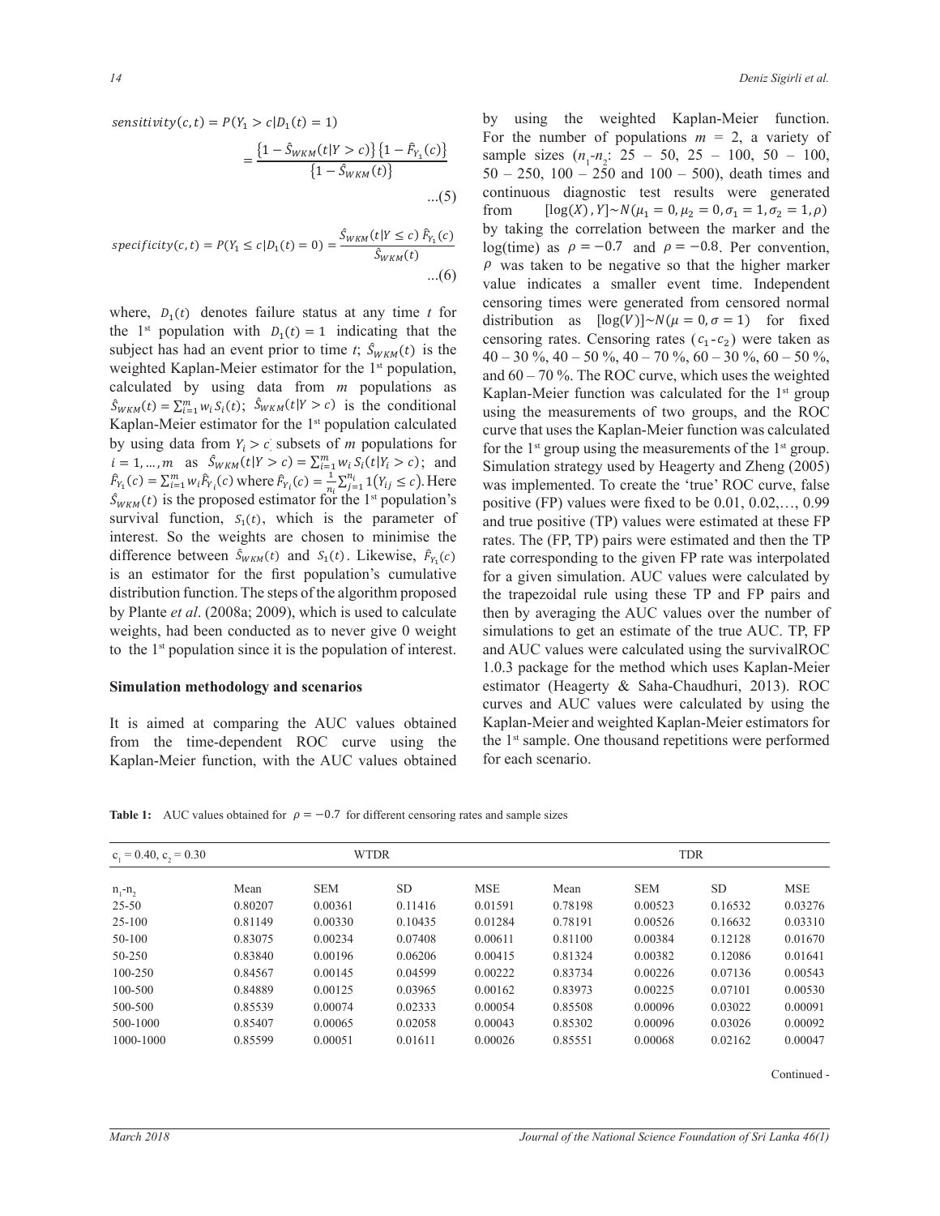$$sensitivity(c,t) = P(Y_1 > c|D_1(t) = 1)$$

$$= \frac{\{1 - \hat{S}_{WKM}(t|Y > c)\}\{1 - \hat{F}_{Y_1}(c)\}}{\{1 - \hat{S}_{WKM}(t)\}} \quad ...(5)$$

$$specificity(c,t) = P(Y_1 \leq c|D_1(t) = 0) = \frac{\hat{S}_{WKM}(t|Y \leq c)\,\hat{F}_{Y_1}(c)}{\hat{S}_{WKM}(t)} \quad ...(6)$$

where, $D_1(t)$ denotes failure status at any time $t$ for the 1st population with $D_1(t) = 1$ indicating that the subject has had an event prior to time $t$; $\hat{S}_{WKM}(t)$ is the weighted Kaplan-Meier estimator for the 1st population, calculated by using data from $m$ populations as $\hat{S}_{WKM}(t) = \sum_{i=1}^{m} w_i S_i(t)$; $\hat{S}_{WKM}(t|Y > c)$ is the conditional Kaplan-Meier estimator for the 1st population calculated by using data from $Y_i > c$ subsets of $m$ populations for $i = 1, \ldots, m$ as $\hat{S}_{WKM}(t|Y > c) = \sum_{i=1}^{m} w_i S_i(t|Y_i > c)$; and $\hat{F}_{Y_1}(c) = \sum_{i=1}^{m} w_i \hat{F}_{Y_i}(c)$ where $\hat{F}_{Y_i}(c) = \frac{1}{n_i}\sum_{j=1}^{n_i} 1(Y_{ij} \leq c)$. Here $\hat{S}_{WKM}(t)$ is the proposed estimator for the 1st population's survival function, $S_1(t)$, which is the parameter of interest. So the weights are chosen to minimise the difference between $\hat{S}_{WKM}(t)$ and $S_1(t)$. Likewise, $\hat{F}_{Y_1}(c)$ is an estimator for the first population's cumulative distribution function. The steps of the algorithm proposed by Plante *et al*. (2008a; 2009), which is used to calculate weights, had been conducted as to never give 0 weight to the 1st population since it is the population of interest.

## Simulation methodology and scenarios

It is aimed at comparing the AUC values obtained from the time-dependent ROC curve using the Kaplan-Meier function, with the AUC values obtained by using the weighted Kaplan-Meier function. For the number of populations $m = 2$, a variety of sample sizes ($n_1$-$n_2$: 25 – 50, 25 – 100, 50 – 100, 50 – 250, 100 – 250 and 100 – 500), death times and continuous diagnostic test results were generated from $[\log(X), Y] \sim N(\mu_1 = 0, \mu_2 = 0, \sigma_1 = 1, \sigma_2 = 1, \rho)$ by taking the correlation between the marker and the log(time) as $\rho = -0.7$ and $\rho = -0.8$. Per convention, $\rho$ was taken to be negative so that the higher marker value indicates a smaller event time. Independent censoring times were generated from censored normal distribution as $[\log(V)] \sim N(\mu = 0, \sigma = 1)$ for fixed censoring rates. Censoring rates ($c_1$-$c_2$) were taken as 40 – 30 %, 40 – 50 %, 40 – 70 %, 60 – 30 %, 60 – 50 %, and 60 – 70 %. The ROC curve, which uses the weighted Kaplan-Meier function was calculated for the 1st group using the measurements of two groups, and the ROC curve that uses the Kaplan-Meier function was calculated for the 1st group using the measurements of the 1st group. Simulation strategy used by Heagerty and Zheng (2005) was implemented. To create the 'true' ROC curve, false positive (FP) values were fixed to be 0.01, 0.02,…, 0.99 and true positive (TP) values were estimated at these FP rates. The (FP, TP) pairs were estimated and then the TP rate corresponding to the given FP rate was interpolated for a given simulation. AUC values were calculated by the trapezoidal rule using these TP and FP pairs and then by averaging the AUC values over the number of simulations to get an estimate of the true AUC. TP, FP and AUC values were calculated using the survivalROC 1.0.3 package for the method which uses Kaplan-Meier estimator (Heagerty & Saha-Chaudhuri, 2013). ROC curves and AUC values were calculated by using the Kaplan-Meier and weighted Kaplan-Meier estimators for the 1st sample. One thousand repetitions were performed for each scenario.

**Table 1:** AUC values obtained for $\rho = -0.7$ for different censoring rates and sample sizes

| $c_1$ = 0.40, $c_2$ = 0.30 | WTDR | | | | TDR | | | |
|---|---|---|---|---|---|---|---|---|
| $n_1$-$n_2$ | Mean | SEM | SD | MSE | Mean | SEM | SD | MSE |
| 25-50 | 0.80207 | 0.00361 | 0.11416 | 0.01591 | 0.78198 | 0.00523 | 0.16532 | 0.03276 |
| 25-100 | 0.81149 | 0.00330 | 0.10435 | 0.01284 | 0.78191 | 0.00526 | 0.16632 | 0.03310 |
| 50-100 | 0.83075 | 0.00234 | 0.07408 | 0.00611 | 0.81100 | 0.00384 | 0.12128 | 0.01670 |
| 50-250 | 0.83840 | 0.00196 | 0.06206 | 0.00415 | 0.81324 | 0.00382 | 0.12086 | 0.01641 |
| 100-250 | 0.84567 | 0.00145 | 0.04599 | 0.00222 | 0.83734 | 0.00226 | 0.07136 | 0.00543 |
| 100-500 | 0.84889 | 0.00125 | 0.03965 | 0.00162 | 0.83973 | 0.00225 | 0.07101 | 0.00530 |
| 500-500 | 0.85539 | 0.00074 | 0.02333 | 0.00054 | 0.85508 | 0.00096 | 0.03022 | 0.00091 |
| 500-1000 | 0.85407 | 0.00065 | 0.02058 | 0.00043 | 0.85302 | 0.00096 | 0.03026 | 0.00092 |
| 1000-1000 | 0.85599 | 0.00051 | 0.01611 | 0.00026 | 0.85551 | 0.00068 | 0.02162 | 0.00047 |

Continued -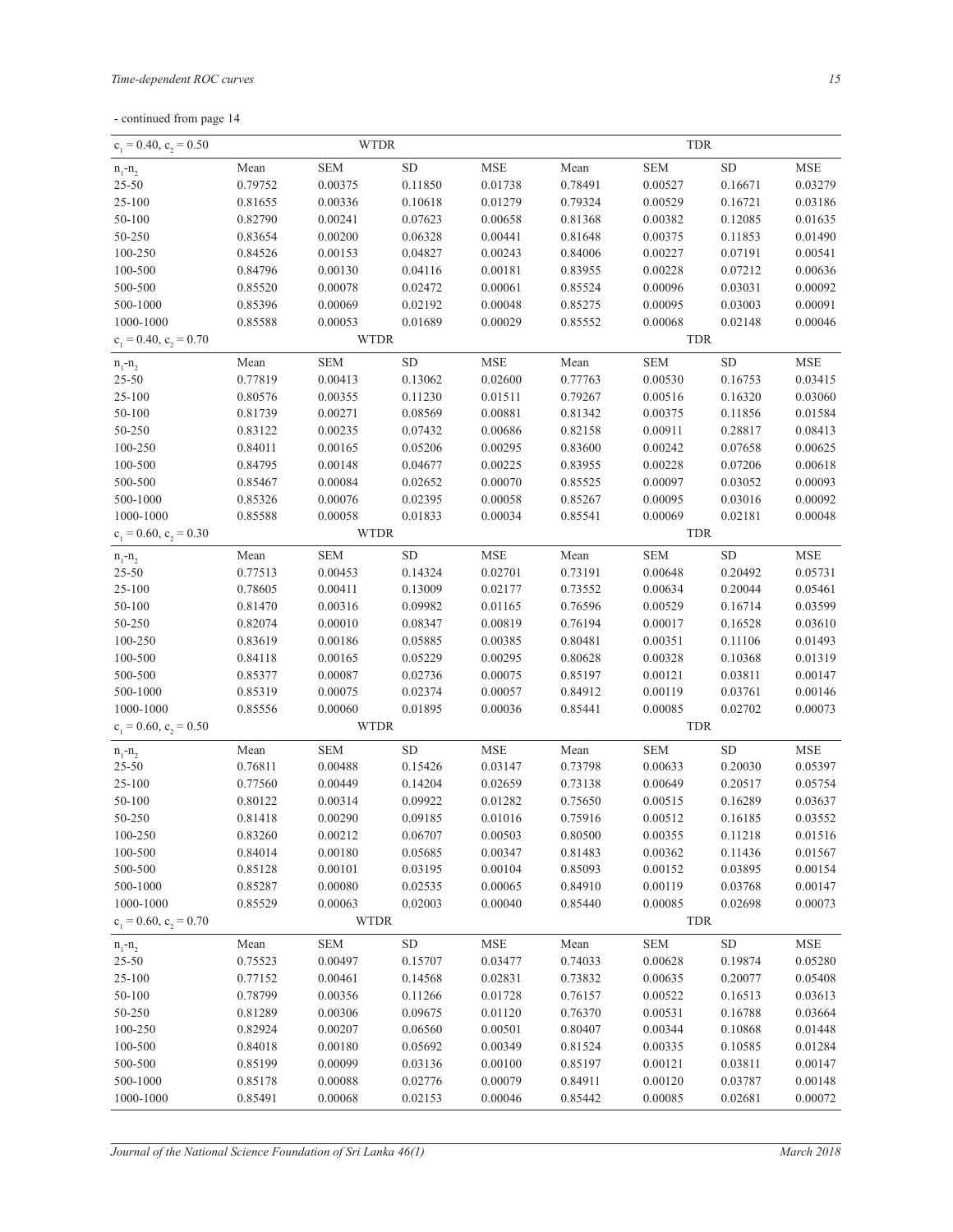- continued from page 14

| $c_1 = 0.40$, $c_2 = 0.50$ | WTDR | | | | TDR | | | |
|---|---|---|---|---|---|---|---|---|
| $n_1$-$n_2$ | Mean | SEM | SD | MSE | Mean | SEM | SD | MSE |
| 25-50 | 0.79752 | 0.00375 | 0.11850 | 0.01738 | 0.78491 | 0.00527 | 0.16671 | 0.03279 |
| 25-100 | 0.81655 | 0.00336 | 0.10618 | 0.01279 | 0.79324 | 0.00529 | 0.16721 | 0.03186 |
| 50-100 | 0.82790 | 0.00241 | 0.07623 | 0.00658 | 0.81368 | 0.00382 | 0.12085 | 0.01635 |
| 50-250 | 0.83654 | 0.00200 | 0.06328 | 0.00441 | 0.81648 | 0.00375 | 0.11853 | 0.01490 |
| 100-250 | 0.84526 | 0.00153 | 0.04827 | 0.00243 | 0.84006 | 0.00227 | 0.07191 | 0.00541 |
| 100-500 | 0.84796 | 0.00130 | 0.04116 | 0.00181 | 0.83955 | 0.00228 | 0.07212 | 0.00636 |
| 500-500 | 0.85520 | 0.00078 | 0.02472 | 0.00061 | 0.85524 | 0.00096 | 0.03031 | 0.00092 |
| 500-1000 | 0.85396 | 0.00069 | 0.02192 | 0.00048 | 0.85275 | 0.00095 | 0.03003 | 0.00091 |
| 1000-1000 | 0.85588 | 0.00053 | 0.01689 | 0.00029 | 0.85552 | 0.00068 | 0.02148 | 0.00046 |

| $c_1 = 0.40$, $c_2 = 0.70$ | WTDR | | | | TDR | | | |
|---|---|---|---|---|---|---|---|---|
| $n_1$-$n_2$ | Mean | SEM | SD | MSE | Mean | SEM | SD | MSE |
| 25-50 | 0.77819 | 0.00413 | 0.13062 | 0.02600 | 0.77763 | 0.00530 | 0.16753 | 0.03415 |
| 25-100 | 0.80576 | 0.00355 | 0.11230 | 0.01511 | 0.79267 | 0.00516 | 0.16320 | 0.03060 |
| 50-100 | 0.81739 | 0.00271 | 0.08569 | 0.00881 | 0.81342 | 0.00375 | 0.11856 | 0.01584 |
| 50-250 | 0.83122 | 0.00235 | 0.07432 | 0.00686 | 0.82158 | 0.00911 | 0.28817 | 0.08413 |
| 100-250 | 0.84011 | 0.00165 | 0.05206 | 0.00295 | 0.83600 | 0.00242 | 0.07658 | 0.00625 |
| 100-500 | 0.84795 | 0.00148 | 0.04677 | 0.00225 | 0.83955 | 0.00228 | 0.07206 | 0.00618 |
| 500-500 | 0.85467 | 0.00084 | 0.02652 | 0.00070 | 0.85525 | 0.00097 | 0.03052 | 0.00093 |
| 500-1000 | 0.85326 | 0.00076 | 0.02395 | 0.00058 | 0.85267 | 0.00095 | 0.03016 | 0.00092 |
| 1000-1000 | 0.85588 | 0.00058 | 0.01833 | 0.00034 | 0.85541 | 0.00069 | 0.02181 | 0.00048 |

| $c_1 = 0.60$, $c_2 = 0.30$ | WTDR | | | | TDR | | | |
|---|---|---|---|---|---|---|---|---|
| $n_1$-$n_2$ | Mean | SEM | SD | MSE | Mean | SEM | SD | MSE |
| 25-50 | 0.77513 | 0.00453 | 0.14324 | 0.02701 | 0.73191 | 0.00648 | 0.20492 | 0.05731 |
| 25-100 | 0.78605 | 0.00411 | 0.13009 | 0.02177 | 0.73552 | 0.00634 | 0.20044 | 0.05461 |
| 50-100 | 0.81470 | 0.00316 | 0.09982 | 0.01165 | 0.76596 | 0.00529 | 0.16714 | 0.03599 |
| 50-250 | 0.82074 | 0.00010 | 0.08347 | 0.00819 | 0.76194 | 0.00017 | 0.16528 | 0.03610 |
| 100-250 | 0.83619 | 0.00186 | 0.05885 | 0.00385 | 0.80481 | 0.00351 | 0.11106 | 0.01493 |
| 100-500 | 0.84118 | 0.00165 | 0.05229 | 0.00295 | 0.80628 | 0.00328 | 0.10368 | 0.01319 |
| 500-500 | 0.85377 | 0.00087 | 0.02736 | 0.00075 | 0.85197 | 0.00121 | 0.03811 | 0.00147 |
| 500-1000 | 0.85319 | 0.00075 | 0.02374 | 0.00057 | 0.84912 | 0.00119 | 0.03761 | 0.00146 |
| 1000-1000 | 0.85556 | 0.00060 | 0.01895 | 0.00036 | 0.85441 | 0.00085 | 0.02702 | 0.00073 |

| $c_1 = 0.60$, $c_2 = 0.50$ | WTDR | | | | TDR | | | |
|---|---|---|---|---|---|---|---|---|
| $n_1$-$n_2$ | Mean | SEM | SD | MSE | Mean | SEM | SD | MSE |
| 25-50 | 0.76811 | 0.00488 | 0.15426 | 0.03147 | 0.73798 | 0.00633 | 0.20030 | 0.05397 |
| 25-100 | 0.77560 | 0.00449 | 0.14204 | 0.02659 | 0.73138 | 0.00649 | 0.20517 | 0.05754 |
| 50-100 | 0.80122 | 0.00314 | 0.09922 | 0.01282 | 0.75650 | 0.00515 | 0.16289 | 0.03637 |
| 50-250 | 0.81418 | 0.00290 | 0.09185 | 0.01016 | 0.75916 | 0.00512 | 0.16185 | 0.03552 |
| 100-250 | 0.83260 | 0.00212 | 0.06707 | 0.00503 | 0.80500 | 0.00355 | 0.11218 | 0.01516 |
| 100-500 | 0.84014 | 0.00180 | 0.05685 | 0.00347 | 0.81483 | 0.00362 | 0.11436 | 0.01567 |
| 500-500 | 0.85128 | 0.00101 | 0.03195 | 0.00104 | 0.85093 | 0.00152 | 0.03895 | 0.00154 |
| 500-1000 | 0.85287 | 0.00080 | 0.02535 | 0.00065 | 0.84910 | 0.00119 | 0.03768 | 0.00147 |
| 1000-1000 | 0.85529 | 0.00063 | 0.02003 | 0.00040 | 0.85440 | 0.00085 | 0.02698 | 0.00073 |

| $c_1 = 0.60$, $c_2 = 0.70$ | WTDR | | | | TDR | | | |
|---|---|---|---|---|---|---|---|---|
| $n_1$-$n_2$ | Mean | SEM | SD | MSE | Mean | SEM | SD | MSE |
| 25-50 | 0.75523 | 0.00497 | 0.15707 | 0.03477 | 0.74033 | 0.00628 | 0.19874 | 0.05280 |
| 25-100 | 0.77152 | 0.00461 | 0.14568 | 0.02831 | 0.73832 | 0.00635 | 0.20077 | 0.05408 |
| 50-100 | 0.78799 | 0.00356 | 0.11266 | 0.01728 | 0.76157 | 0.00522 | 0.16513 | 0.03613 |
| 50-250 | 0.81289 | 0.00306 | 0.09675 | 0.01120 | 0.76370 | 0.00531 | 0.16788 | 0.03664 |
| 100-250 | 0.82924 | 0.00207 | 0.06560 | 0.00501 | 0.80407 | 0.00344 | 0.10868 | 0.01448 |
| 100-500 | 0.84018 | 0.00180 | 0.05692 | 0.00349 | 0.81524 | 0.00335 | 0.10585 | 0.01284 |
| 500-500 | 0.85199 | 0.00099 | 0.03136 | 0.00100 | 0.85197 | 0.00121 | 0.03811 | 0.00147 |
| 500-1000 | 0.85178 | 0.00088 | 0.02776 | 0.00079 | 0.84911 | 0.00120 | 0.03787 | 0.00148 |
| 1000-1000 | 0.85491 | 0.00068 | 0.02153 | 0.00046 | 0.85442 | 0.00085 | 0.02681 | 0.00072 |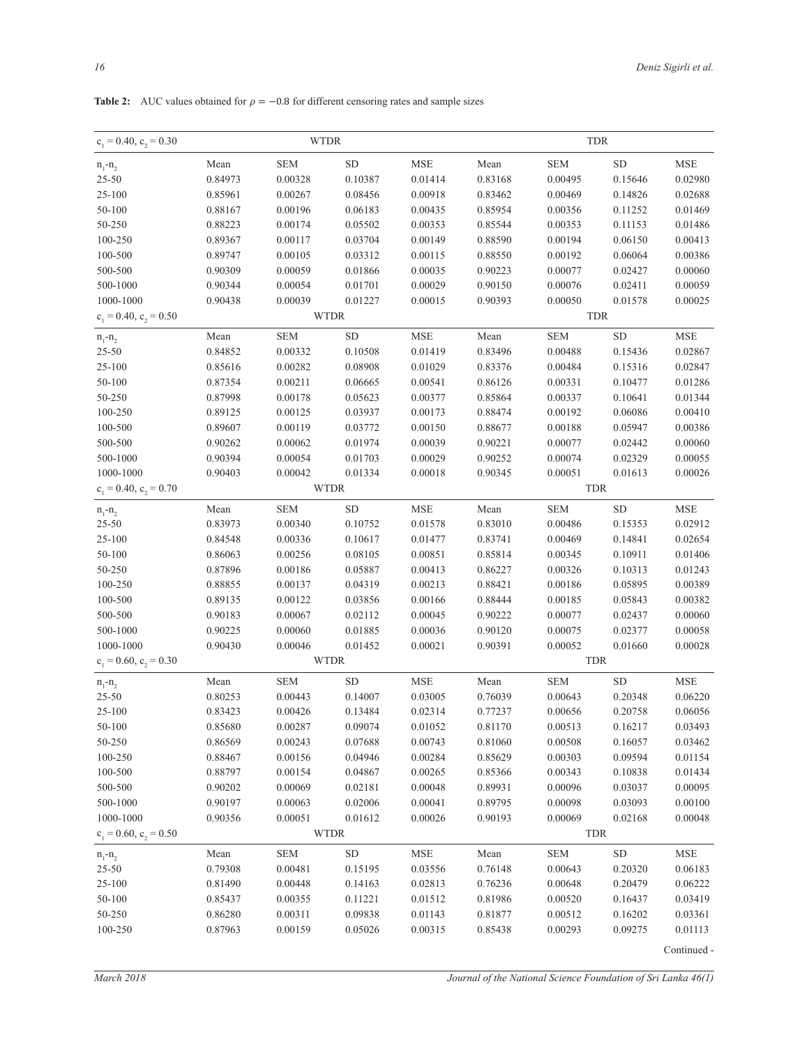**Table 2:** AUC values obtained for $\rho = -0.8$ for different censoring rates and sample sizes

| $c_1 = 0.40$, $c_2 = 0.30$ | WTDR | | | | TDR | | | |
|---|---|---|---|---|---|---|---|---|
| $n_1$-$n_2$ | Mean | SEM | SD | MSE | Mean | SEM | SD | MSE |
| 25-50 | 0.84973 | 0.00328 | 0.10387 | 0.01414 | 0.83168 | 0.00495 | 0.15646 | 0.02980 |
| 25-100 | 0.85961 | 0.00267 | 0.08456 | 0.00918 | 0.83462 | 0.00469 | 0.14826 | 0.02688 |
| 50-100 | 0.88167 | 0.00196 | 0.06183 | 0.00435 | 0.85954 | 0.00356 | 0.11252 | 0.01469 |
| 50-250 | 0.88223 | 0.00174 | 0.05502 | 0.00353 | 0.85544 | 0.00353 | 0.11153 | 0.01486 |
| 100-250 | 0.89367 | 0.00117 | 0.03704 | 0.00149 | 0.88590 | 0.00194 | 0.06150 | 0.00413 |
| 100-500 | 0.89747 | 0.00105 | 0.03312 | 0.00115 | 0.88550 | 0.00192 | 0.06064 | 0.00386 |
| 500-500 | 0.90309 | 0.00059 | 0.01866 | 0.00035 | 0.90223 | 0.00077 | 0.02427 | 0.00060 |
| 500-1000 | 0.90344 | 0.00054 | 0.01701 | 0.00029 | 0.90150 | 0.00076 | 0.02411 | 0.00059 |
| 1000-1000 | 0.90438 | 0.00039 | 0.01227 | 0.00015 | 0.90393 | 0.00050 | 0.01578 | 0.00025 |
| $c_1 = 0.40$, $c_2 = 0.50$ | WTDR | | | | TDR | | | |
| $n_1$-$n_2$ | Mean | SEM | SD | MSE | Mean | SEM | SD | MSE |
| 25-50 | 0.84852 | 0.00332 | 0.10508 | 0.01419 | 0.83496 | 0.00488 | 0.15436 | 0.02867 |
| 25-100 | 0.85616 | 0.00282 | 0.08908 | 0.01029 | 0.83376 | 0.00484 | 0.15316 | 0.02847 |
| 50-100 | 0.87354 | 0.00211 | 0.06665 | 0.00541 | 0.86126 | 0.00331 | 0.10477 | 0.01286 |
| 50-250 | 0.87998 | 0.00178 | 0.05623 | 0.00377 | 0.85864 | 0.00337 | 0.10641 | 0.01344 |
| 100-250 | 0.89125 | 0.00125 | 0.03937 | 0.00173 | 0.88474 | 0.00192 | 0.06086 | 0.00410 |
| 100-500 | 0.89607 | 0.00119 | 0.03772 | 0.00150 | 0.88677 | 0.00188 | 0.05947 | 0.00386 |
| 500-500 | 0.90262 | 0.00062 | 0.01974 | 0.00039 | 0.90221 | 0.00077 | 0.02442 | 0.00060 |
| 500-1000 | 0.90394 | 0.00054 | 0.01703 | 0.00029 | 0.90252 | 0.00074 | 0.02329 | 0.00055 |
| 1000-1000 | 0.90403 | 0.00042 | 0.01334 | 0.00018 | 0.90345 | 0.00051 | 0.01613 | 0.00026 |
| $c_1 = 0.40$, $c_2 = 0.70$ | WTDR | | | | TDR | | | |
| $n_1$-$n_2$ | Mean | SEM | SD | MSE | Mean | SEM | SD | MSE |
| 25-50 | 0.83973 | 0.00340 | 0.10752 | 0.01578 | 0.83010 | 0.00486 | 0.15353 | 0.02912 |
| 25-100 | 0.84548 | 0.00336 | 0.10617 | 0.01477 | 0.83741 | 0.00469 | 0.14841 | 0.02654 |
| 50-100 | 0.86063 | 0.00256 | 0.08105 | 0.00851 | 0.85814 | 0.00345 | 0.10911 | 0.01406 |
| 50-250 | 0.87896 | 0.00186 | 0.05887 | 0.00413 | 0.86227 | 0.00326 | 0.10313 | 0.01243 |
| 100-250 | 0.88855 | 0.00137 | 0.04319 | 0.00213 | 0.88421 | 0.00186 | 0.05895 | 0.00389 |
| 100-500 | 0.89135 | 0.00122 | 0.03856 | 0.00166 | 0.88444 | 0.00185 | 0.05843 | 0.00382 |
| 500-500 | 0.90183 | 0.00067 | 0.02112 | 0.00045 | 0.90222 | 0.00077 | 0.02437 | 0.00060 |
| 500-1000 | 0.90225 | 0.00060 | 0.01885 | 0.00036 | 0.90120 | 0.00075 | 0.02377 | 0.00058 |
| 1000-1000 | 0.90430 | 0.00046 | 0.01452 | 0.00021 | 0.90391 | 0.00052 | 0.01660 | 0.00028 |
| $c_1 = 0.60$, $c_2 = 0.30$ | WTDR | | | | TDR | | | |
| $n_1$-$n_2$ | Mean | SEM | SD | MSE | Mean | SEM | SD | MSE |
| 25-50 | 0.80253 | 0.00443 | 0.14007 | 0.03005 | 0.76039 | 0.00643 | 0.20348 | 0.06220 |
| 25-100 | 0.83423 | 0.00426 | 0.13484 | 0.02314 | 0.77237 | 0.00656 | 0.20758 | 0.06056 |
| 50-100 | 0.85680 | 0.00287 | 0.09074 | 0.01052 | 0.81170 | 0.00513 | 0.16217 | 0.03493 |
| 50-250 | 0.86569 | 0.00243 | 0.07688 | 0.00743 | 0.81060 | 0.00508 | 0.16057 | 0.03462 |
| 100-250 | 0.88467 | 0.00156 | 0.04946 | 0.00284 | 0.85629 | 0.00303 | 0.09594 | 0.01154 |
| 100-500 | 0.88797 | 0.00154 | 0.04867 | 0.00265 | 0.85366 | 0.00343 | 0.10838 | 0.01434 |
| 500-500 | 0.90202 | 0.00069 | 0.02181 | 0.00048 | 0.89931 | 0.00096 | 0.03037 | 0.00095 |
| 500-1000 | 0.90197 | 0.00063 | 0.02006 | 0.00041 | 0.89795 | 0.00098 | 0.03093 | 0.00100 |
| 1000-1000 | 0.90356 | 0.00051 | 0.01612 | 0.00026 | 0.90193 | 0.00069 | 0.02168 | 0.00048 |
| $c_1 = 0.60$, $c_2 = 0.50$ | WTDR | | | | TDR | | | |
| $n_1$-$n_2$ | Mean | SEM | SD | MSE | Mean | SEM | SD | MSE |
| 25-50 | 0.79308 | 0.00481 | 0.15195 | 0.03556 | 0.76148 | 0.00643 | 0.20320 | 0.06183 |
| 25-100 | 0.81490 | 0.00448 | 0.14163 | 0.02813 | 0.76236 | 0.00648 | 0.20479 | 0.06222 |
| 50-100 | 0.85437 | 0.00355 | 0.11221 | 0.01512 | 0.81986 | 0.00520 | 0.16437 | 0.03419 |
| 50-250 | 0.86280 | 0.00311 | 0.09838 | 0.01143 | 0.81877 | 0.00512 | 0.16202 | 0.03361 |
| 100-250 | 0.87963 | 0.00159 | 0.05026 | 0.00315 | 0.85438 | 0.00293 | 0.09275 | 0.01113 |

Continued -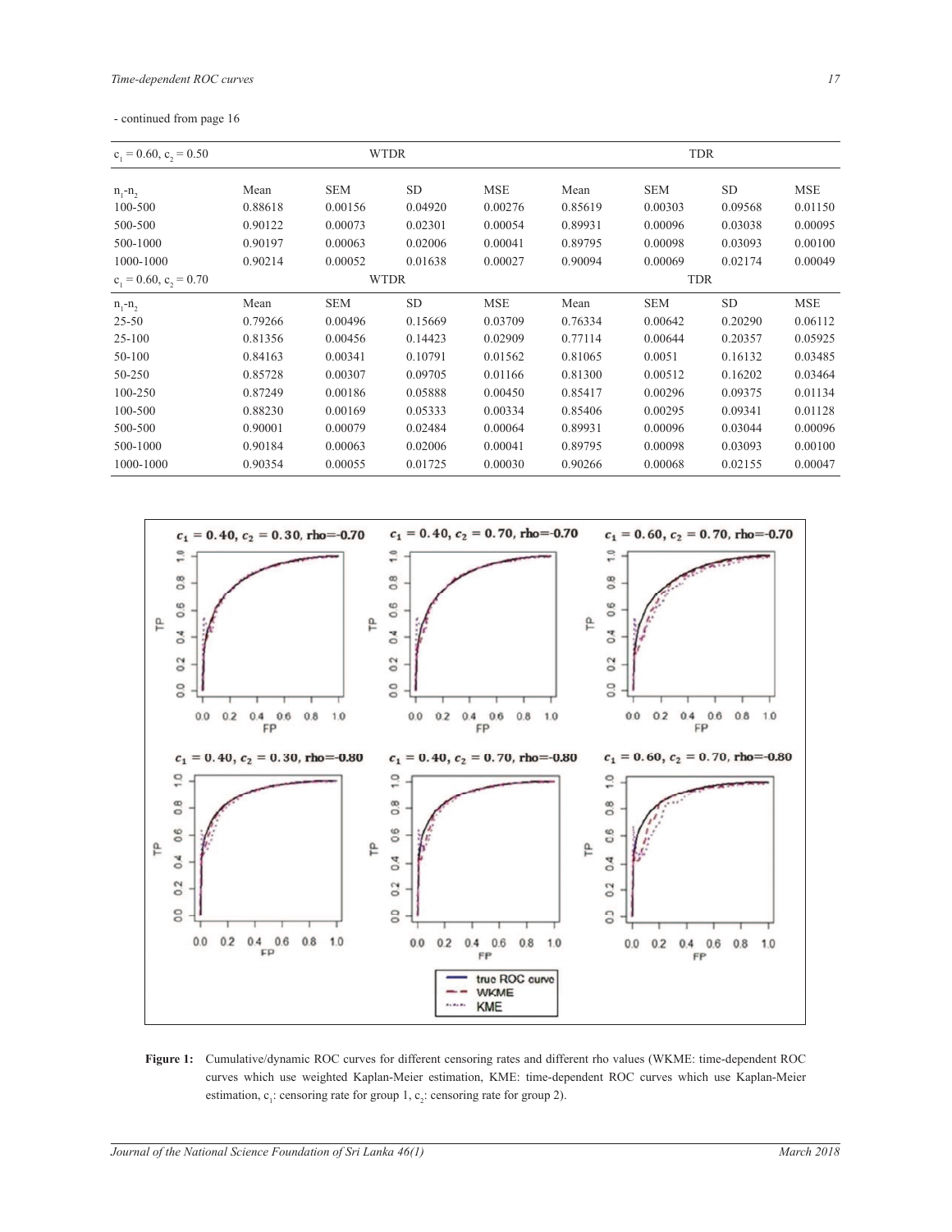- continued from page 16

| $c_1 = 0.60$, $c_2 = 0.50$ | WTDR | | | | TDR | | | |
|---|---|---|---|---|---|---|---|---|
| $n_1$-$n_2$ | Mean | SEM | SD | MSE | Mean | SEM | SD | MSE |
| 100-500 | 0.88618 | 0.00156 | 0.04920 | 0.00276 | 0.85619 | 0.00303 | 0.09568 | 0.01150 |
| 500-500 | 0.90122 | 0.00073 | 0.02301 | 0.00054 | 0.89931 | 0.00096 | 0.03038 | 0.00095 |
| 500-1000 | 0.90197 | 0.00063 | 0.02006 | 0.00041 | 0.89795 | 0.00098 | 0.03093 | 0.00100 |
| 1000-1000 | 0.90214 | 0.00052 | 0.01638 | 0.00027 | 0.90094 | 0.00069 | 0.02174 | 0.00049 |
| $c_1 = 0.60$, $c_2 = 0.70$ | WTDR | | | | TDR | | | |
| $n_1$-$n_2$ | Mean | SEM | SD | MSE | Mean | SEM | SD | MSE |
| 25-50 | 0.79266 | 0.00496 | 0.15669 | 0.03709 | 0.76334 | 0.00642 | 0.20290 | 0.06112 |
| 25-100 | 0.81356 | 0.00456 | 0.14423 | 0.02909 | 0.77114 | 0.00644 | 0.20357 | 0.05925 |
| 50-100 | 0.84163 | 0.00341 | 0.10791 | 0.01562 | 0.81065 | 0.0051 | 0.16132 | 0.03485 |
| 50-250 | 0.85728 | 0.00307 | 0.09705 | 0.01166 | 0.81300 | 0.00512 | 0.16202 | 0.03464 |
| 100-250 | 0.87249 | 0.00186 | 0.05888 | 0.00450 | 0.85417 | 0.00296 | 0.09375 | 0.01134 |
| 100-500 | 0.88230 | 0.00169 | 0.05333 | 0.00334 | 0.85406 | 0.00295 | 0.09341 | 0.01128 |
| 500-500 | 0.90001 | 0.00079 | 0.02484 | 0.00064 | 0.89931 | 0.00096 | 0.03044 | 0.00096 |
| 500-1000 | 0.90184 | 0.00063 | 0.02006 | 0.00041 | 0.89795 | 0.00098 | 0.03093 | 0.00100 |
| 1000-1000 | 0.90354 | 0.00055 | 0.01725 | 0.00030 | 0.90266 | 0.00068 | 0.02155 | 0.00047 |

**Figure 1:** Cumulative/dynamic ROC curves for different censoring rates and different rho values (WKME: time-dependent ROC curves which use weighted Kaplan-Meier estimation, KME: time-dependent ROC curves which use Kaplan-Meier estimation, $c_1$: censoring rate for group 1, $c_2$: censoring rate for group 2).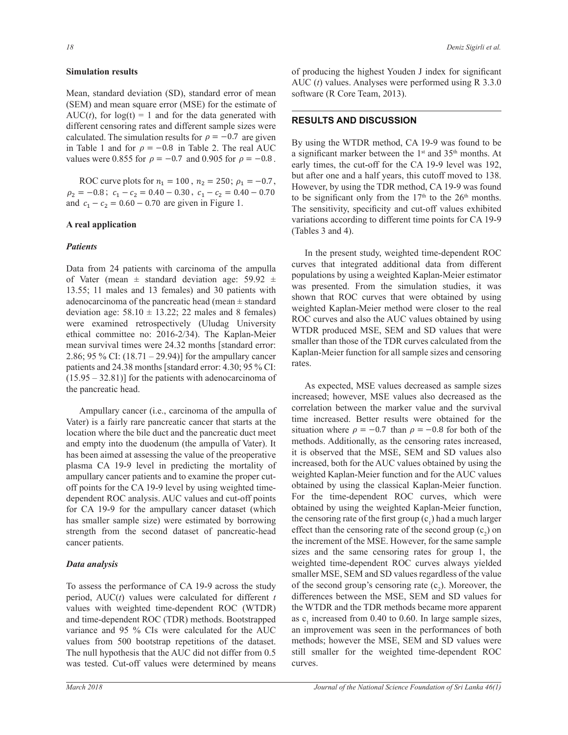**Simulation results**

Mean, standard deviation (SD), standard error of mean (SEM) and mean square error (MSE) for the estimate of AUC($t$), for log(t) = 1 and for the data generated with different censoring rates and different sample sizes were calculated. The simulation results for $\rho = -0.7$ are given in Table 1 and for $\rho = -0.8$ in Table 2. The real AUC values were 0.855 for $\rho = -0.7$ and 0.905 for $\rho = -0.8$.

ROC curve plots for $n_1 = 100$, $n_2 = 250$; $\rho_1 = -0.7$, $\rho_2 = -0.8$; $c_1 - c_2 = 0.40 - 0.30$, $c_1 - c_2 = 0.40 - 0.70$ and $c_1 - c_2 = 0.60 - 0.70$ are given in Figure 1.

**A real application**

***Patients***

Data from 24 patients with carcinoma of the ampulla of Vater (mean ± standard deviation age: 59.92 ± 13.55; 11 males and 13 females) and 30 patients with adenocarcinoma of the pancreatic head (mean ± standard deviation age: 58.10 ± 13.22; 22 males and 8 females) were examined retrospectively (Uludag University ethical committee no: 2016-2/34). The Kaplan-Meier mean survival times were 24.32 months [standard error: 2.86; 95 % CI: (18.71 – 29.94)] for the ampullary cancer patients and 24.38 months [standard error: 4.30; 95 % CI: (15.95 – 32.81)] for the patients with adenocarcinoma of the pancreatic head.

Ampullary cancer (i.e., carcinoma of the ampulla of Vater) is a fairly rare pancreatic cancer that starts at the location where the bile duct and the pancreatic duct meet and empty into the duodenum (the ampulla of Vater). It has been aimed at assessing the value of the preoperative plasma CA 19-9 level in predicting the mortality of ampullary cancer patients and to examine the proper cut-off points for the CA 19-9 level by using weighted time-dependent ROC analysis. AUC values and cut-off points for CA 19-9 for the ampullary cancer dataset (which has smaller sample size) were estimated by borrowing strength from the second dataset of pancreatic-head cancer patients.

***Data analysis***

To assess the performance of CA 19-9 across the study period, AUC($t$) values were calculated for different $t$ values with weighted time-dependent ROC (WTDR) and time-dependent ROC (TDR) methods. Bootstrapped variance and 95 % CIs were calculated for the AUC values from 500 bootstrap repetitions of the dataset. The null hypothesis that the AUC did not differ from 0.5 was tested. Cut-off values were determined by means of producing the highest Youden J index for significant AUC ($t$) values. Analyses were performed using R 3.3.0 software (R Core Team, 2013).

## RESULTS AND DISCUSSION

By using the WTDR method, CA 19-9 was found to be a significant marker between the 1st and 35th months. At early times, the cut-off for the CA 19-9 level was 192, but after one and a half years, this cutoff moved to 138. However, by using the TDR method, CA 19-9 was found to be significant only from the 17th to the 26th months. The sensitivity, specificity and cut-off values exhibited variations according to different time points for CA 19-9 (Tables 3 and 4).

In the present study, weighted time-dependent ROC curves that integrated additional data from different populations by using a weighted Kaplan-Meier estimator was presented. From the simulation studies, it was shown that ROC curves that were obtained by using weighted Kaplan-Meier method were closer to the real ROC curves and also the AUC values obtained by using WTDR produced MSE, SEM and SD values that were smaller than those of the TDR curves calculated from the Kaplan-Meier function for all sample sizes and censoring rates.

As expected, MSE values decreased as sample sizes increased; however, MSE values also decreased as the correlation between the marker value and the survival time increased. Better results were obtained for the situation where $\rho = -0.7$ than $\rho = -0.8$ for both of the methods. Additionally, as the censoring rates increased, it is observed that the MSE, SEM and SD values also increased, both for the AUC values obtained by using the weighted Kaplan-Meier function and for the AUC values obtained by using the classical Kaplan-Meier function. For the time-dependent ROC curves, which were obtained by using the weighted Kaplan-Meier function, the censoring rate of the first group ($c_1$) had a much larger effect than the censoring rate of the second group ($c_2$) on the increment of the MSE. However, for the same sample sizes and the same censoring rates for group 1, the weighted time-dependent ROC curves always yielded smaller MSE, SEM and SD values regardless of the value of the second group's censoring rate ($c_2$). Moreover, the differences between the MSE, SEM and SD values for the WTDR and the TDR methods became more apparent as $c_1$ increased from 0.40 to 0.60. In large sample sizes, an improvement was seen in the performances of both methods; however the MSE, SEM and SD values were still smaller for the weighted time-dependent ROC curves.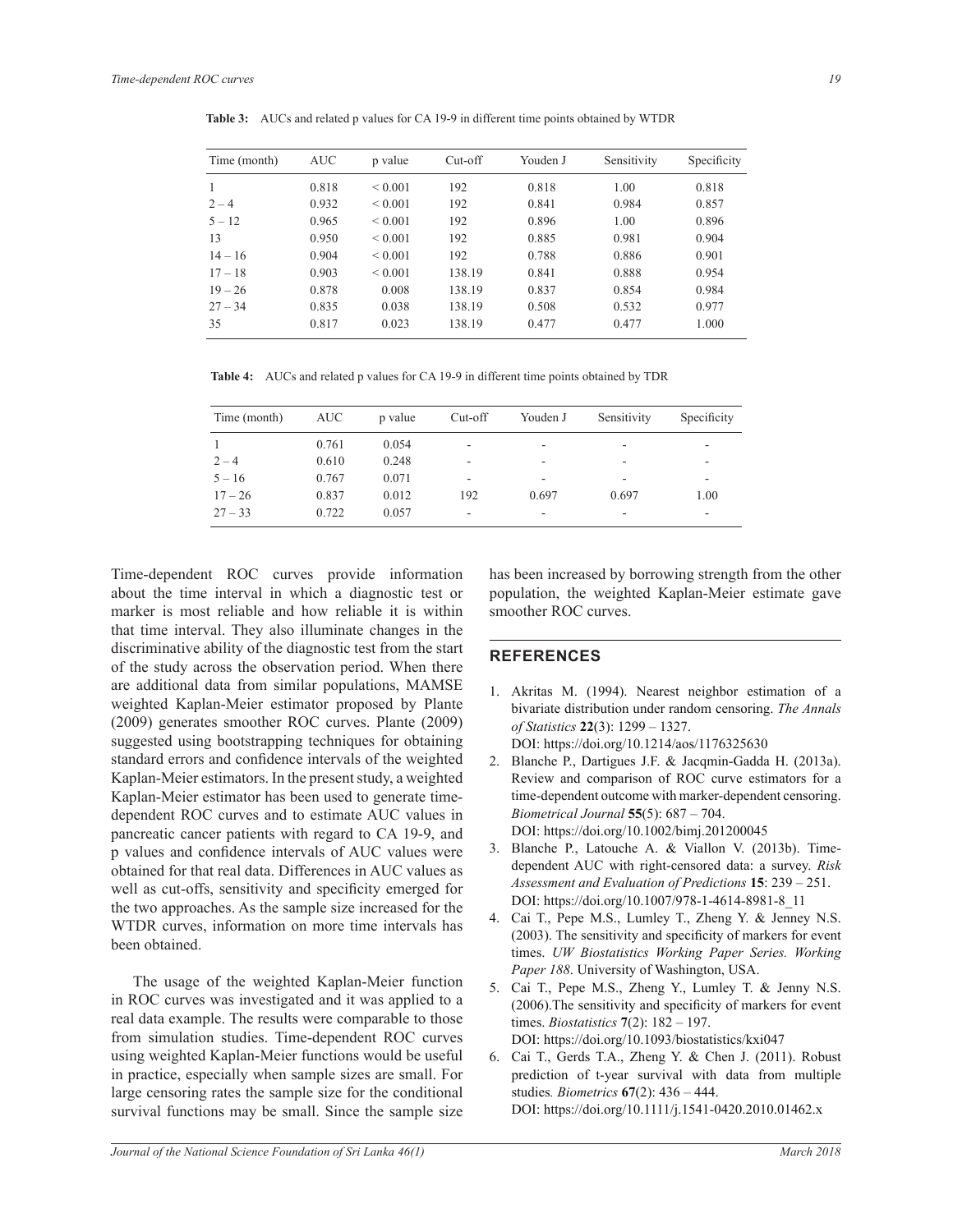**Table 3:** AUCs and related p values for CA 19-9 in different time points obtained by WTDR

| Time (month) | AUC | p value | Cut-off | Youden J | Sensitivity | Specificity |
|---|---|---|---|---|---|---|
| 1 | 0.818 | < 0.001 | 192 | 0.818 | 1.00 | 0.818 |
| 2 – 4 | 0.932 | < 0.001 | 192 | 0.841 | 0.984 | 0.857 |
| 5 – 12 | 0.965 | < 0.001 | 192 | 0.896 | 1.00 | 0.896 |
| 13 | 0.950 | < 0.001 | 192 | 0.885 | 0.981 | 0.904 |
| 14 – 16 | 0.904 | < 0.001 | 192 | 0.788 | 0.886 | 0.901 |
| 17 – 18 | 0.903 | < 0.001 | 138.19 | 0.841 | 0.888 | 0.954 |
| 19 – 26 | 0.878 | 0.008 | 138.19 | 0.837 | 0.854 | 0.984 |
| 27 – 34 | 0.835 | 0.038 | 138.19 | 0.508 | 0.532 | 0.977 |
| 35 | 0.817 | 0.023 | 138.19 | 0.477 | 0.477 | 1.000 |

**Table 4:** AUCs and related p values for CA 19-9 in different time points obtained by TDR

| Time (month) | AUC | p value | Cut-off | Youden J | Sensitivity | Specificity |
|---|---|---|---|---|---|---|
| 1 | 0.761 | 0.054 | - | - | - | - |
| 2 – 4 | 0.610 | 0.248 | - | - | - | - |
| 5 – 16 | 0.767 | 0.071 | - | - | - | - |
| 17 – 26 | 0.837 | 0.012 | 192 | 0.697 | 0.697 | 1.00 |
| 27 – 33 | 0.722 | 0.057 | - | - | - | - |

Time-dependent ROC curves provide information about the time interval in which a diagnostic test or marker is most reliable and how reliable it is within that time interval. They also illuminate changes in the discriminative ability of the diagnostic test from the start of the study across the observation period. When there are additional data from similar populations, MAMSE weighted Kaplan-Meier estimator proposed by Plante (2009) generates smoother ROC curves. Plante (2009) suggested using bootstrapping techniques for obtaining standard errors and confidence intervals of the weighted Kaplan-Meier estimators. In the present study, a weighted Kaplan-Meier estimator has been used to generate time-dependent ROC curves and to estimate AUC values in pancreatic cancer patients with regard to CA 19-9, and p values and confidence intervals of AUC values were obtained for that real data. Differences in AUC values as well as cut-offs, sensitivity and specificity emerged for the two approaches. As the sample size increased for the WTDR curves, information on more time intervals has been obtained.

The usage of the weighted Kaplan-Meier function in ROC curves was investigated and it was applied to a real data example. The results were comparable to those from simulation studies. Time-dependent ROC curves using weighted Kaplan-Meier functions would be useful in practice, especially when sample sizes are small. For large censoring rates the sample size for the conditional survival functions may be small. Since the sample size has been increased by borrowing strength from the other population, the weighted Kaplan-Meier estimate gave smoother ROC curves.

## REFERENCES

1. Akritas M. (1994). Nearest neighbor estimation of a bivariate distribution under random censoring. *The Annals of Statistics* **22**(3): 1299 – 1327.
   DOI: https://doi.org/10.1214/aos/1176325630
2. Blanche P., Dartigues J.F. & Jacqmin-Gadda H. (2013a). Review and comparison of ROC curve estimators for a time-dependent outcome with marker-dependent censoring. *Biometrical Journal* **55**(5): 687 – 704.
   DOI: https://doi.org/10.1002/bimj.201200045
3. Blanche P., Latouche A. & Viallon V. (2013b). Time-dependent AUC with right-censored data: a survey. *Risk Assessment and Evaluation of Predictions* **15**: 239 – 251.
   DOI: https://doi.org/10.1007/978-1-4614-8981-8_11
4. Cai T., Pepe M.S., Lumley T., Zheng Y. & Jenney N.S. (2003). The sensitivity and specificity of markers for event times. *UW Biostatistics Working Paper Series. Working Paper 188*. University of Washington, USA.
5. Cai T., Pepe M.S., Zheng Y., Lumley T. & Jenny N.S. (2006).The sensitivity and specificity of markers for event times. *Biostatistics* **7**(2): 182 – 197.
   DOI: https://doi.org/10.1093/biostatistics/kxi047
6. Cai T., Gerds T.A., Zheng Y. & Chen J. (2011). Robust prediction of t-year survival with data from multiple studies. *Biometrics* **67**(2): 436 – 444.
   DOI: https://doi.org/10.1111/j.1541-0420.2010.01462.x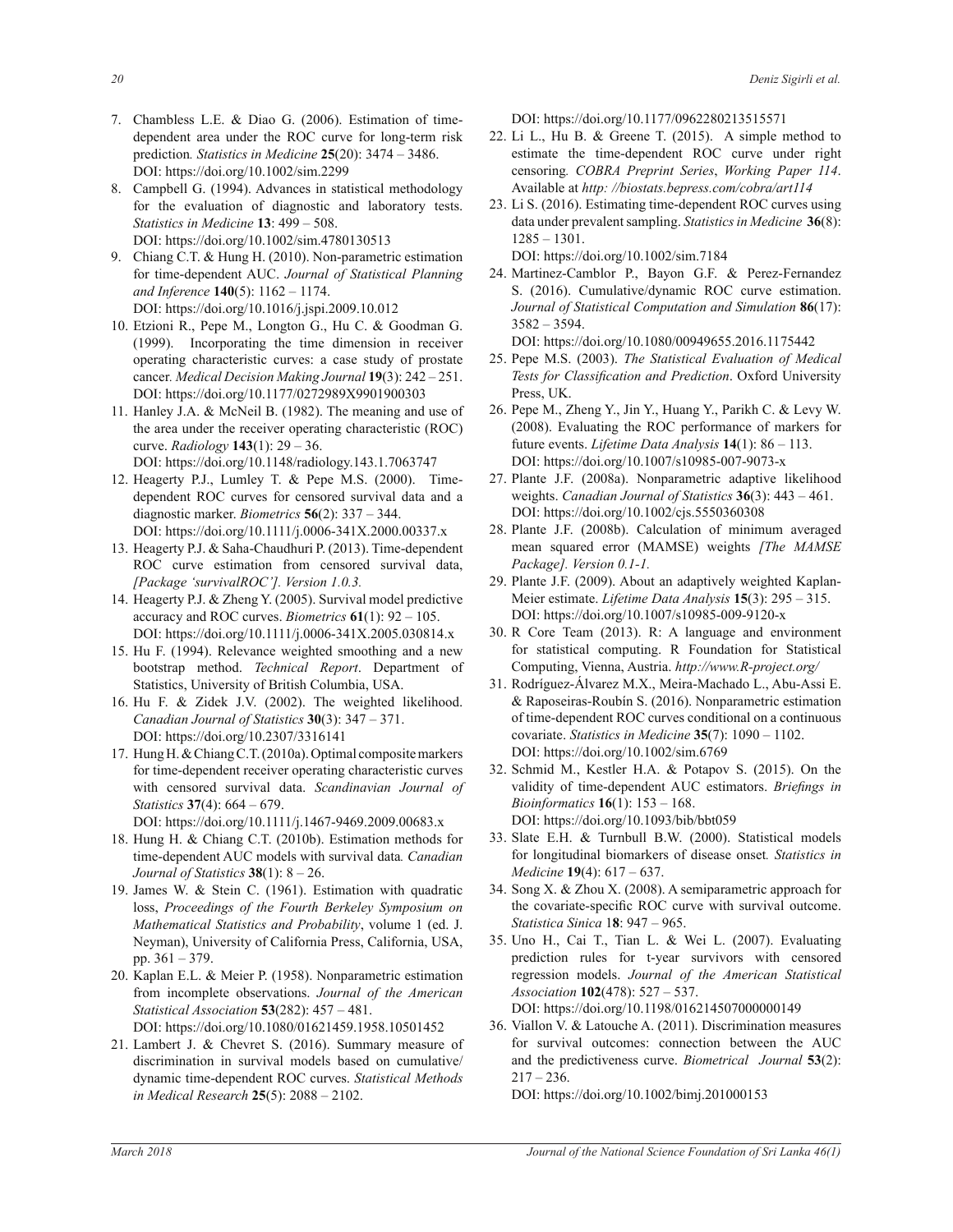7. Chambless L.E. & Diao G. (2006). Estimation of time-dependent area under the ROC curve for long-term risk prediction. *Statistics in Medicine* **25**(20): 3474 – 3486. DOI: https://doi.org/10.1002/sim.2299
8. Campbell G. (1994). Advances in statistical methodology for the evaluation of diagnostic and laboratory tests. *Statistics in Medicine* **13**: 499 – 508. DOI: https://doi.org/10.1002/sim.4780130513
9. Chiang C.T. & Hung H. (2010). Non-parametric estimation for time-dependent AUC. *Journal of Statistical Planning and Inference* **140**(5): 1162 – 1174. DOI: https://doi.org/10.1016/j.jspi.2009.10.012
10. Etzioni R., Pepe M., Longton G., Hu C. & Goodman G. (1999). Incorporating the time dimension in receiver operating characteristic curves: a case study of prostate cancer. *Medical Decision Making Journal* **19**(3): 242 – 251. DOI: https://doi.org/10.1177/0272989X9901900303
11. Hanley J.A. & McNeil B. (1982). The meaning and use of the area under the receiver operating characteristic (ROC) curve. *Radiology* **143**(1): 29 – 36. DOI: https://doi.org/10.1148/radiology.143.1.7063747
12. Heagerty P.J., Lumley T. & Pepe M.S. (2000). Time-dependent ROC curves for censored survival data and a diagnostic marker. *Biometrics* **56**(2): 337 – 344. DOI: https://doi.org/10.1111/j.0006-341X.2000.00337.x
13. Heagerty P.J. & Saha-Chaudhuri P. (2013). Time-dependent ROC curve estimation from censored survival data, *[Package 'survivalROC']. Version 1.0.3.*
14. Heagerty P.J. & Zheng Y. (2005). Survival model predictive accuracy and ROC curves. *Biometrics* **61**(1): 92 – 105. DOI: https://doi.org/10.1111/j.0006-341X.2005.030814.x
15. Hu F. (1994). Relevance weighted smoothing and a new bootstrap method. *Technical Report*. Department of Statistics, University of British Columbia, USA.
16. Hu F. & Zidek J.V. (2002). The weighted likelihood. *Canadian Journal of Statistics* **30**(3): 347 – 371. DOI: https://doi.org/10.2307/3316141
17. Hung H. & Chiang C.T. (2010a). Optimal composite markers for time-dependent receiver operating characteristic curves with censored survival data. *Scandinavian Journal of Statistics* **37**(4): 664 – 679. DOI: https://doi.org/10.1111/j.1467-9469.2009.00683.x
18. Hung H. & Chiang C.T. (2010b). Estimation methods for time-dependent AUC models with survival data. *Canadian Journal of Statistics* **38**(1): 8 – 26.
19. James W. & Stein C. (1961). Estimation with quadratic loss, *Proceedings of the Fourth Berkeley Symposium on Mathematical Statistics and Probability*, volume 1 (ed. J. Neyman), University of California Press, California, USA, pp. 361 – 379.
20. Kaplan E.L. & Meier P. (1958). Nonparametric estimation from incomplete observations. *Journal of the American Statistical Association* **53**(282): 457 – 481. DOI: https://doi.org/10.1080/01621459.1958.10501452
21. Lambert J. & Chevret S. (2016). Summary measure of discrimination in survival models based on cumulative/dynamic time-dependent ROC curves. *Statistical Methods in Medical Research* **25**(5): 2088 – 2102. DOI: https://doi.org/10.1177/0962280213515571
22. Li L., Hu B. & Greene T. (2015). A simple method to estimate the time-dependent ROC curve under right censoring. *COBRA Preprint Series*, *Working Paper 114*. Available at *http: //biostats.bepress.com/cobra/art114*
23. Li S. (2016). Estimating time-dependent ROC curves using data under prevalent sampling. *Statistics in Medicine* **36**(8): 1285 – 1301. DOI: https://doi.org/10.1002/sim.7184
24. Martinez-Camblor P., Bayon G.F. & Perez-Fernandez S. (2016). Cumulative/dynamic ROC curve estimation. *Journal of Statistical Computation and Simulation* **86**(17): 3582 – 3594. DOI: https://doi.org/10.1080/00949655.2016.1175442
25. Pepe M.S. (2003). *The Statistical Evaluation of Medical Tests for Classification and Prediction*. Oxford University Press, UK.
26. Pepe M., Zheng Y., Jin Y., Huang Y., Parikh C. & Levy W. (2008). Evaluating the ROC performance of markers for future events. *Lifetime Data Analysis* **14**(1): 86 – 113. DOI: https://doi.org/10.1007/s10985-007-9073-x
27. Plante J.F. (2008a). Nonparametric adaptive likelihood weights. *Canadian Journal of Statistics* **36**(3): 443 – 461. DOI: https://doi.org/10.1002/cjs.5550360308
28. Plante J.F. (2008b). Calculation of minimum averaged mean squared error (MAMSE) weights *[The MAMSE Package]. Version 0.1-1.*
29. Plante J.F. (2009). About an adaptively weighted Kaplan-Meier estimate. *Lifetime Data Analysis* **15**(3): 295 – 315. DOI: https://doi.org/10.1007/s10985-009-9120-x
30. R Core Team (2013). R: A language and environment for statistical computing. R Foundation for Statistical Computing, Vienna, Austria. *http://www.R-project.org/*
31. Rodríguez-Álvarez M.X., Meira-Machado L., Abu-Assi E. & Raposeiras-Roubín S. (2016). Nonparametric estimation of time-dependent ROC curves conditional on a continuous covariate. *Statistics in Medicine* **35**(7): 1090 – 1102. DOI: https://doi.org/10.1002/sim.6769
32. Schmid M., Kestler H.A. & Potapov S. (2015). On the validity of time-dependent AUC estimators. *Briefings in Bioinformatics* **16**(1): 153 – 168. DOI: https://doi.org/10.1093/bib/bbt059
33. Slate E.H. & Turnbull B.W. (2000). Statistical models for longitudinal biomarkers of disease onset. *Statistics in Medicine* **19**(4): 617 – 637.
34. Song X. & Zhou X. (2008). A semiparametric approach for the covariate-specific ROC curve with survival outcome. *Statistica Sinica* 1**8**: 947 – 965.
35. Uno H., Cai T., Tian L. & Wei L. (2007). Evaluating prediction rules for t-year survivors with censored regression models. *Journal of the American Statistical Association* **102**(478): 527 – 537. DOI: https://doi.org/10.1198/016214507000000149
36. Viallon V. & Latouche A. (2011). Discrimination measures for survival outcomes: connection between the AUC and the predictiveness curve. *Biometrical Journal* **53**(2): 217 – 236. DOI: https://doi.org/10.1002/bimj.201000153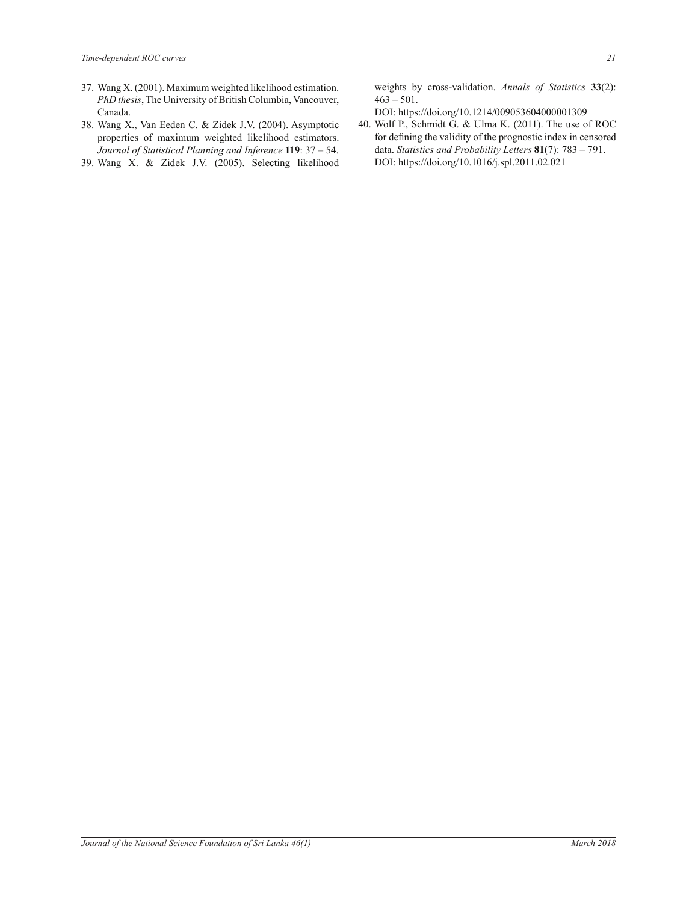37. Wang X. (2001). Maximum weighted likelihood estimation. *PhD thesis*, The University of British Columbia, Vancouver, Canada.
38. Wang X., Van Eeden C. & Zidek J.V. (2004). Asymptotic properties of maximum weighted likelihood estimators. *Journal of Statistical Planning and Inference* **119**: 37 – 54.
39. Wang X. & Zidek J.V. (2005). Selecting likelihood weights by cross-validation. *Annals of Statistics* **33**(2): 463 – 501.
DOI: https://doi.org/10.1214/009053604000001309
40. Wolf P., Schmidt G. & Ulma K. (2011). The use of ROC for defining the validity of the prognostic index in censored data. *Statistics and Probability Letters* **81**(7): 783 – 791.
DOI: https://doi.org/10.1016/j.spl.2011.02.021